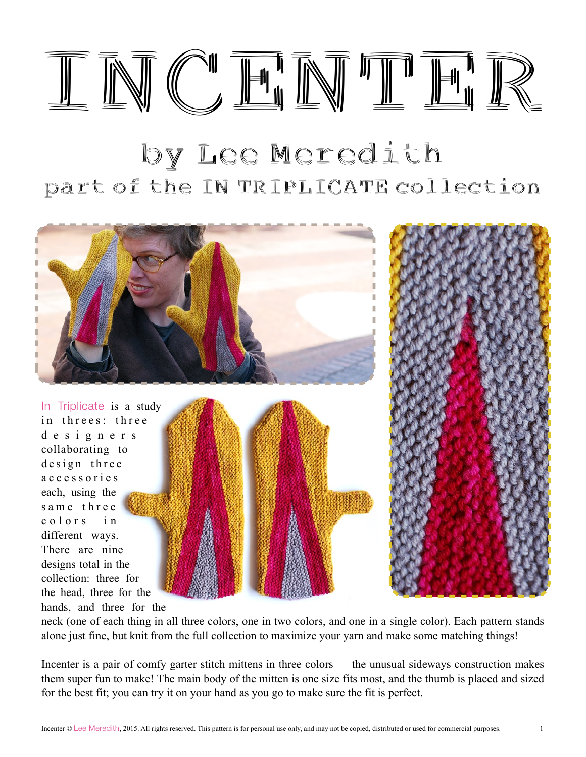# INCENTER

## by Lee Meredith

### part of the IN TRIPLICATE collection

In Triplicate is a study in threes: three designers collaborating to design three accessories each, using the same three colors in different ways. There are nine designs total in the collection: three for the head, three for the hands, and three for the neck (one of each thing in all three colors, one in two colors, and one in a single color). Each pattern stands alone just fine, but knit from the full collection to maximize your yarn and make some matching things!

Incenter is a pair of comfy garter stitch mittens in three colors — the unusual sideways construction makes them super fun to make! The main body of the mitten is one size fits most, and the thumb is placed and sized for the best fit; you can try it on your hand as you go to make sure the fit is perfect.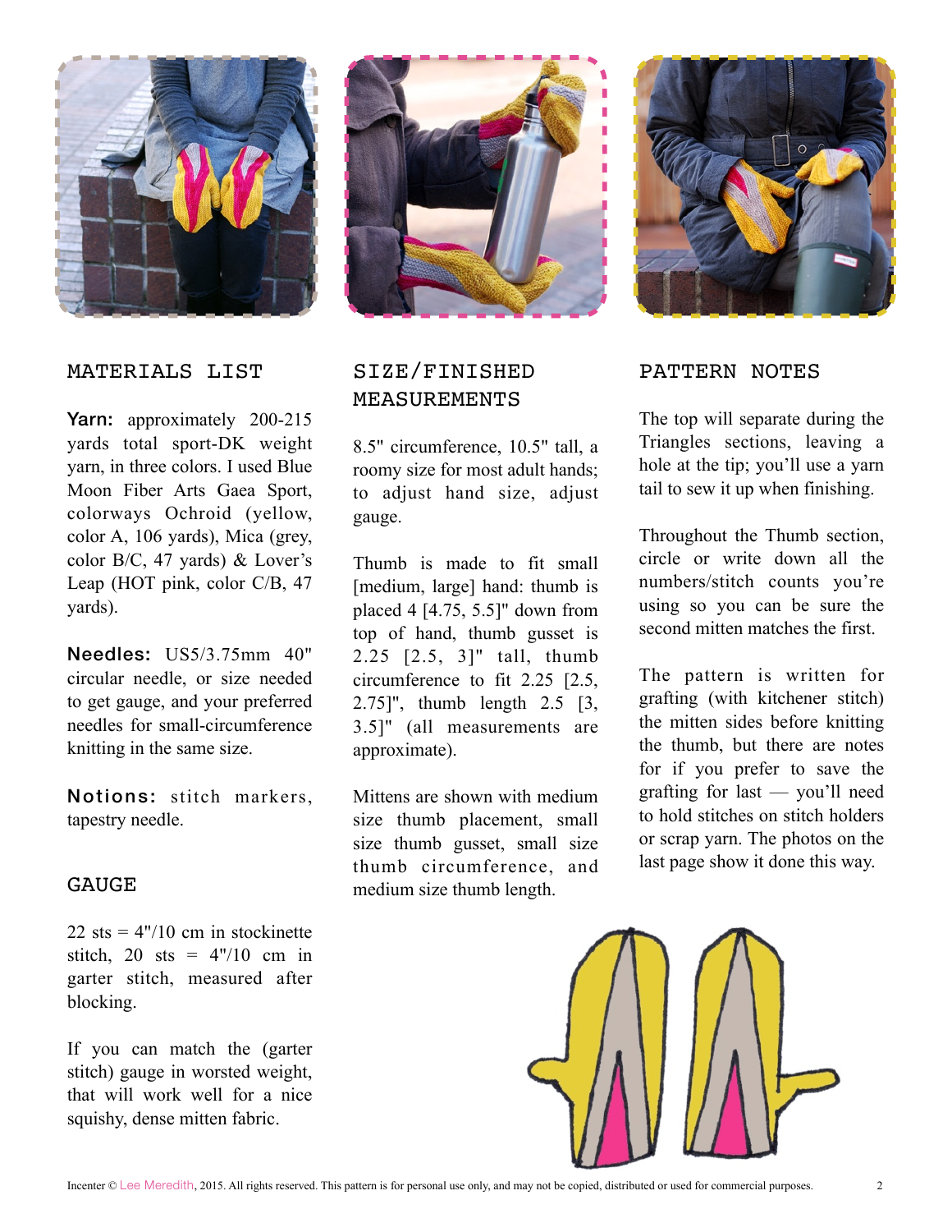## MATERIALS LIST

**Yarn:** approximately 200-215 yards total sport-DK weight yarn, in three colors. I used Blue Moon Fiber Arts Gaea Sport, colorways Ochroid (yellow, color A, 106 yards), Mica (grey, color B/C, 47 yards) & Lover's Leap (HOT pink, color C/B, 47 yards).

**Needles:** US5/3.75mm 40" circular needle, or size needed to get gauge, and your preferred needles for small-circumference knitting in the same size.

**Notions:** stitch markers, tapestry needle.

## GAUGE

22 sts = 4"/10 cm in stockinette stitch, 20 sts = 4"/10 cm in garter stitch, measured after blocking.

If you can match the (garter stitch) gauge in worsted weight, that will work well for a nice squishy, dense mitten fabric.

## SIZE/FINISHED MEASUREMENTS

8.5" circumference, 10.5" tall, a roomy size for most adult hands; to adjust hand size, adjust gauge.

Thumb is made to fit small [medium, large] hand: thumb is placed 4 [4.75, 5.5]" down from top of hand, thumb gusset is 2.25 [2.5, 3]" tall, thumb circumference to fit 2.25 [2.5, 2.75]", thumb length 2.5 [3, 3.5]" (all measurements are approximate).

Mittens are shown with medium size thumb placement, small size thumb gusset, small size thumb circumference, and medium size thumb length.

## PATTERN NOTES

The top will separate during the Triangles sections, leaving a hole at the tip; you'll use a yarn tail to sew it up when finishing.

Throughout the Thumb section, circle or write down all the numbers/stitch counts you're using so you can be sure the second mitten matches the first.

The pattern is written for grafting (with kitchener stitch) the mitten sides before knitting the thumb, but there are notes for if you prefer to save the grafting for last — you'll need to hold stitches on stitch holders or scrap yarn. The photos on the last page show it done this way.

Incenter © Lee Meredith, 2015. All rights reserved. This pattern is for personal use only, and may not be copied, distributed or used for commercial purposes.